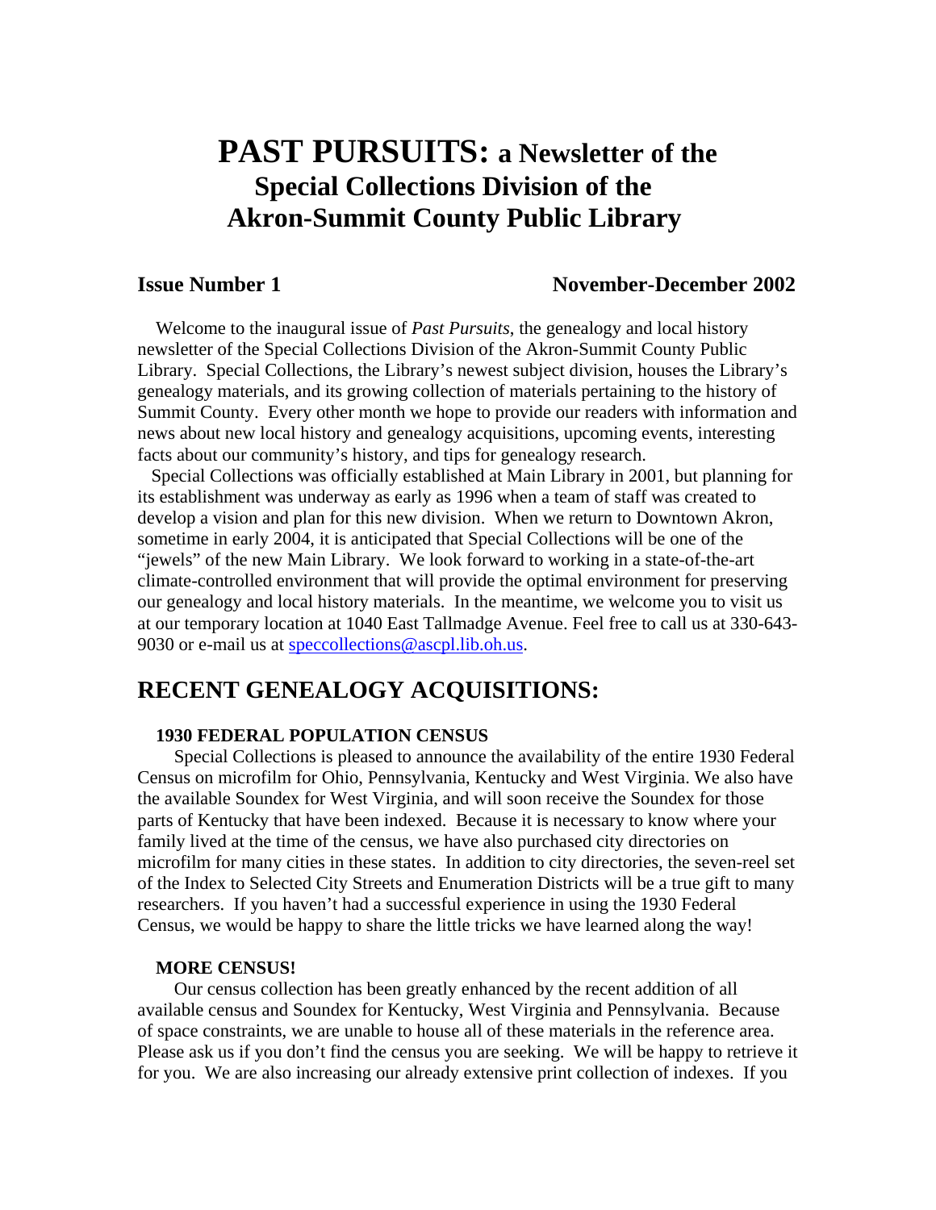# PAST PURSUITS: a Newsletter of the Special Collections Division of the Akron-Summit County Public Library

**Issue Number 1** **November-December 2002**

Welcome to the inaugural issue of *Past Pursuits*, the genealogy and local history newsletter of the Special Collections Division of the Akron-Summit County Public Library. Special Collections, the Library's newest subject division, houses the Library's genealogy materials, and its growing collection of materials pertaining to the history of Summit County. Every other month we hope to provide our readers with information and news about new local history and genealogy acquisitions, upcoming events, interesting facts about our community's history, and tips for genealogy research.

Special Collections was officially established at Main Library in 2001, but planning for its establishment was underway as early as 1996 when a team of staff was created to develop a vision and plan for this new division. When we return to Downtown Akron, sometime in early 2004, it is anticipated that Special Collections will be one of the "jewels" of the new Main Library. We look forward to working in a state-of-the-art climate-controlled environment that will provide the optimal environment for preserving our genealogy and local history materials. In the meantime, we welcome you to visit us at our temporary location at 1040 East Tallmadge Avenue. Feel free to call us at 330-643-9030 or e-mail us at speccollections@ascpl.lib.oh.us.

## RECENT GENEALOGY ACQUISITIONS:

### 1930 FEDERAL POPULATION CENSUS

Special Collections is pleased to announce the availability of the entire 1930 Federal Census on microfilm for Ohio, Pennsylvania, Kentucky and West Virginia. We also have the available Soundex for West Virginia, and will soon receive the Soundex for those parts of Kentucky that have been indexed. Because it is necessary to know where your family lived at the time of the census, we have also purchased city directories on microfilm for many cities in these states. In addition to city directories, the seven-reel set of the Index to Selected City Streets and Enumeration Districts will be a true gift to many researchers. If you haven't had a successful experience in using the 1930 Federal Census, we would be happy to share the little tricks we have learned along the way!

### MORE CENSUS!

Our census collection has been greatly enhanced by the recent addition of all available census and Soundex for Kentucky, West Virginia and Pennsylvania. Because of space constraints, we are unable to house all of these materials in the reference area. Please ask us if you don't find the census you are seeking. We will be happy to retrieve it for you. We are also increasing our already extensive print collection of indexes. If you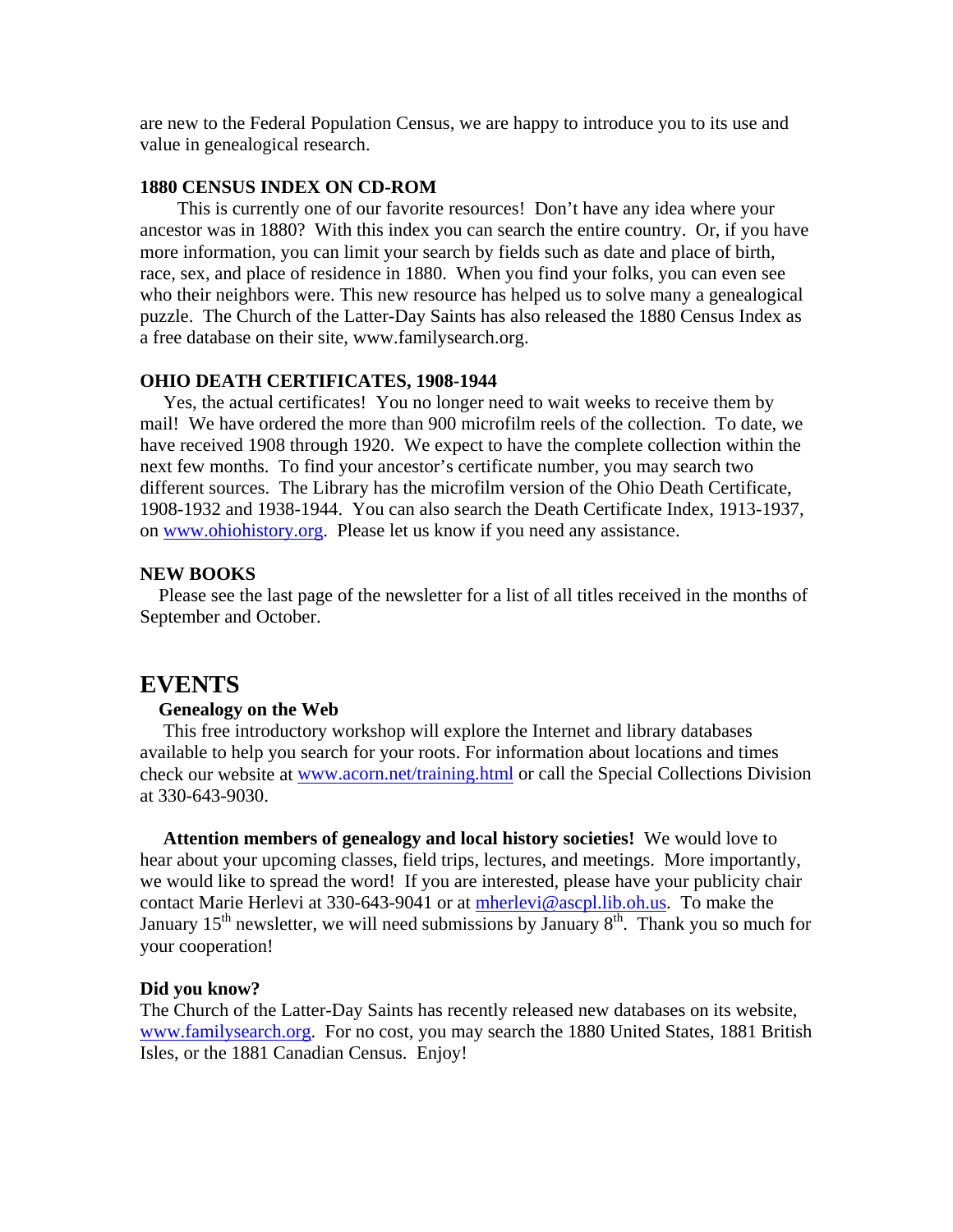are new to the Federal Population Census, we are happy to introduce you to its use and value in genealogical research.

**1880 CENSUS INDEX ON CD-ROM**

This is currently one of our favorite resources! Don't have any idea where your ancestor was in 1880? With this index you can search the entire country. Or, if you have more information, you can limit your search by fields such as date and place of birth, race, sex, and place of residence in 1880. When you find your folks, you can even see who their neighbors were. This new resource has helped us to solve many a genealogical puzzle. The Church of the Latter-Day Saints has also released the 1880 Census Index as a free database on their site, www.familysearch.org.

**OHIO DEATH CERTIFICATES, 1908-1944**

Yes, the actual certificates! You no longer need to wait weeks to receive them by mail! We have ordered the more than 900 microfilm reels of the collection. To date, we have received 1908 through 1920. We expect to have the complete collection within the next few months. To find your ancestor's certificate number, you may search two different sources. The Library has the microfilm version of the Ohio Death Certificate, 1908-1932 and 1938-1944. You can also search the Death Certificate Index, 1913-1937, on www.ohiohistory.org. Please let us know if you need any assistance.

**NEW BOOKS**

Please see the last page of the newsletter for a list of all titles received in the months of September and October.

# EVENTS

**Genealogy on the Web**

This free introductory workshop will explore the Internet and library databases available to help you search for your roots. For information about locations and times check our website at www.acorn.net/training.html or call the Special Collections Division at 330-643-9030.

**Attention members of genealogy and local history societies!** We would love to hear about your upcoming classes, field trips, lectures, and meetings. More importantly, we would like to spread the word! If you are interested, please have your publicity chair contact Marie Herlevi at 330-643-9041 or at mherlevi@ascpl.lib.oh.us. To make the January 15th newsletter, we will need submissions by January 8th. Thank you so much for your cooperation!

**Did you know?**

The Church of the Latter-Day Saints has recently released new databases on its website, www.familysearch.org. For no cost, you may search the 1880 United States, 1881 British Isles, or the 1881 Canadian Census. Enjoy!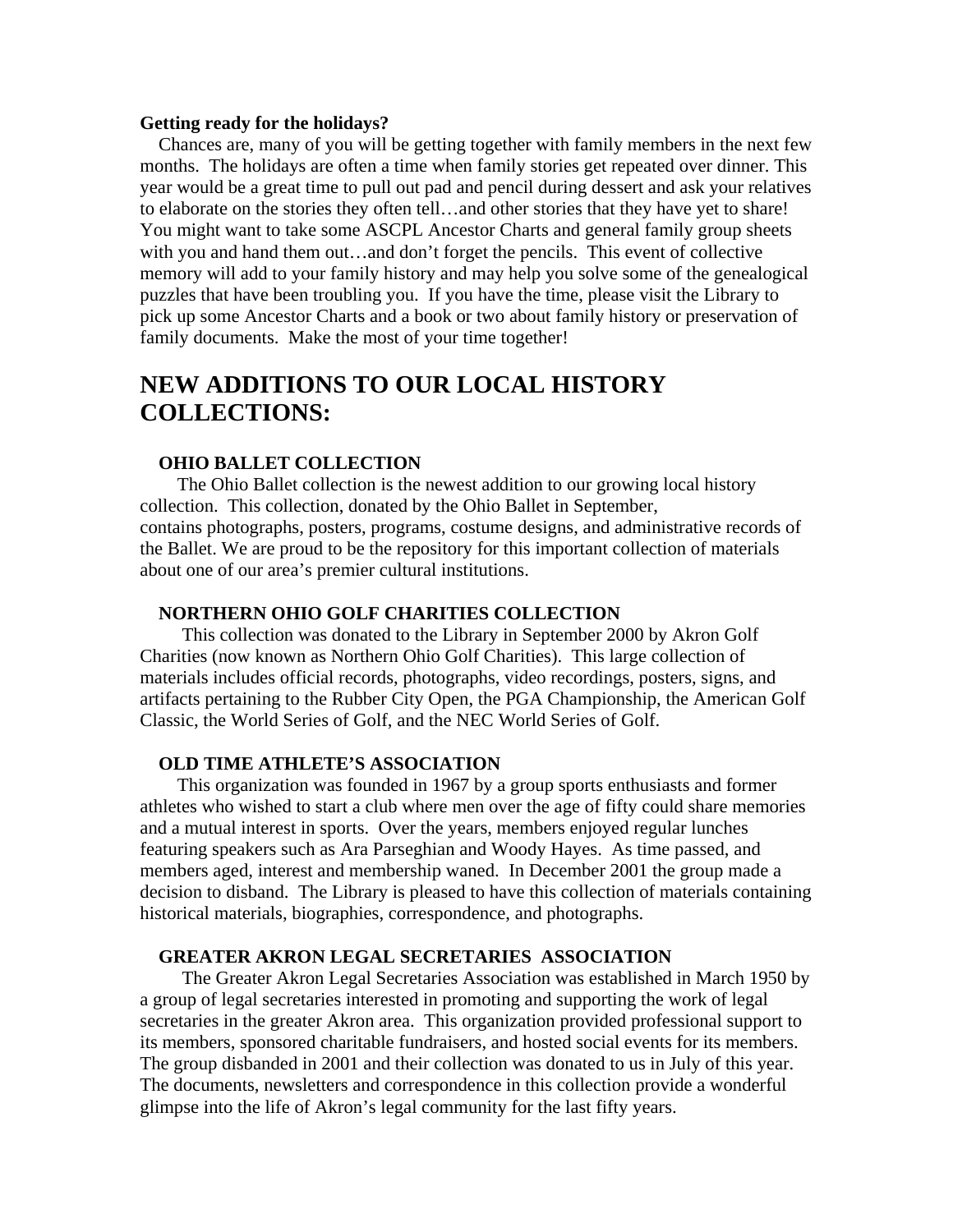**Getting ready for the holidays?**

Chances are, many of you will be getting together with family members in the next few months. The holidays are often a time when family stories get repeated over dinner. This year would be a great time to pull out pad and pencil during dessert and ask your relatives to elaborate on the stories they often tell…and other stories that they have yet to share! You might want to take some ASCPL Ancestor Charts and general family group sheets with you and hand them out…and don't forget the pencils. This event of collective memory will add to your family history and may help you solve some of the genealogical puzzles that have been troubling you. If you have the time, please visit the Library to pick up some Ancestor Charts and a book or two about family history or preservation of family documents. Make the most of your time together!

# NEW ADDITIONS TO OUR LOCAL HISTORY COLLECTIONS:

### OHIO BALLET COLLECTION

The Ohio Ballet collection is the newest addition to our growing local history collection. This collection, donated by the Ohio Ballet in September, contains photographs, posters, programs, costume designs, and administrative records of the Ballet. We are proud to be the repository for this important collection of materials about one of our area's premier cultural institutions.

### NORTHERN OHIO GOLF CHARITIES COLLECTION

This collection was donated to the Library in September 2000 by Akron Golf Charities (now known as Northern Ohio Golf Charities). This large collection of materials includes official records, photographs, video recordings, posters, signs, and artifacts pertaining to the Rubber City Open, the PGA Championship, the American Golf Classic, the World Series of Golf, and the NEC World Series of Golf.

### OLD TIME ATHLETE'S ASSOCIATION

This organization was founded in 1967 by a group sports enthusiasts and former athletes who wished to start a club where men over the age of fifty could share memories and a mutual interest in sports. Over the years, members enjoyed regular lunches featuring speakers such as Ara Parseghian and Woody Hayes. As time passed, and members aged, interest and membership waned. In December 2001 the group made a decision to disband. The Library is pleased to have this collection of materials containing historical materials, biographies, correspondence, and photographs.

### GREATER AKRON LEGAL SECRETARIES ASSOCIATION

The Greater Akron Legal Secretaries Association was established in March 1950 by a group of legal secretaries interested in promoting and supporting the work of legal secretaries in the greater Akron area. This organization provided professional support to its members, sponsored charitable fundraisers, and hosted social events for its members. The group disbanded in 2001 and their collection was donated to us in July of this year. The documents, newsletters and correspondence in this collection provide a wonderful glimpse into the life of Akron's legal community for the last fifty years.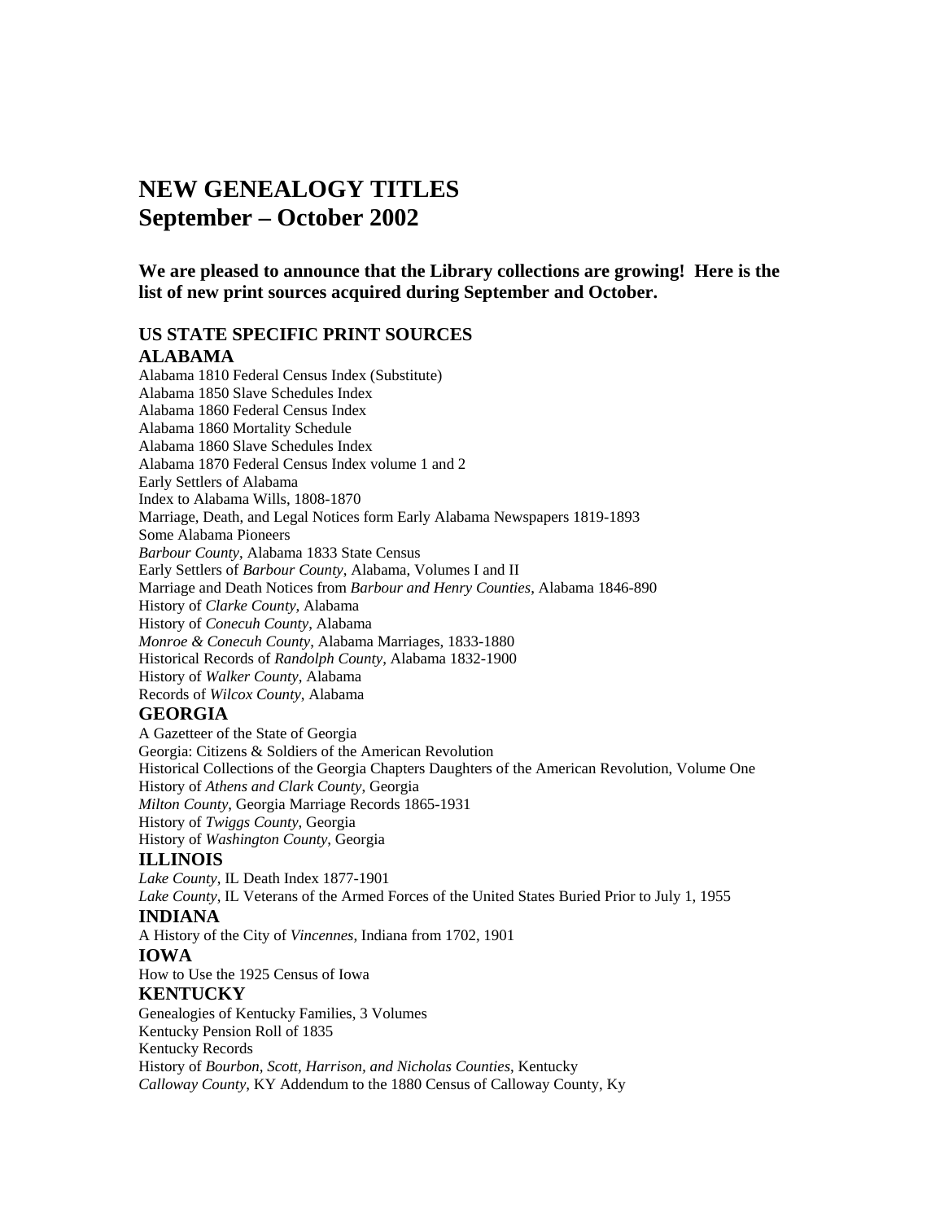# NEW GENEALOGY TITLES
# September – October 2002

**We are pleased to announce that the Library collections are growing! Here is the list of new print sources acquired during September and October.**

## US STATE SPECIFIC PRINT SOURCES

### ALABAMA

Alabama 1810 Federal Census Index (Substitute)
Alabama 1850 Slave Schedules Index
Alabama 1860 Federal Census Index
Alabama 1860 Mortality Schedule
Alabama 1860 Slave Schedules Index
Alabama 1870 Federal Census Index volume 1 and 2
Early Settlers of Alabama
Index to Alabama Wills, 1808-1870
Marriage, Death, and Legal Notices form Early Alabama Newspapers 1819-1893
Some Alabama Pioneers
*Barbour County*, Alabama 1833 State Census
Early Settlers of *Barbour County*, Alabama, Volumes I and II
Marriage and Death Notices from *Barbour and Henry Counties*, Alabama 1846-890
History of *Clarke County*, Alabama
History of *Conecuh County*, Alabama
*Monroe & Conecuh County*, Alabama Marriages, 1833-1880
Historical Records of *Randolph County*, Alabama 1832-1900
History of *Walker County*, Alabama
Records of *Wilcox County*, Alabama

### GEORGIA

A Gazetteer of the State of Georgia
Georgia: Citizens & Soldiers of the American Revolution
Historical Collections of the Georgia Chapters Daughters of the American Revolution, Volume One
History of *Athens and Clark County*, Georgia
*Milton County*, Georgia Marriage Records 1865-1931
History of *Twiggs County*, Georgia
History of *Washington County*, Georgia

### ILLINOIS

*Lake County*, IL Death Index 1877-1901
*Lake County*, IL Veterans of the Armed Forces of the United States Buried Prior to July 1, 1955

### INDIANA

A History of the City of *Vincennes*, Indiana from 1702, 1901

### IOWA

How to Use the 1925 Census of Iowa

### KENTUCKY

Genealogies of Kentucky Families, 3 Volumes
Kentucky Pension Roll of 1835
Kentucky Records
History of *Bourbon, Scott, Harrison, and Nicholas Counties*, Kentucky
*Calloway County*, KY Addendum to the 1880 Census of Calloway County, Ky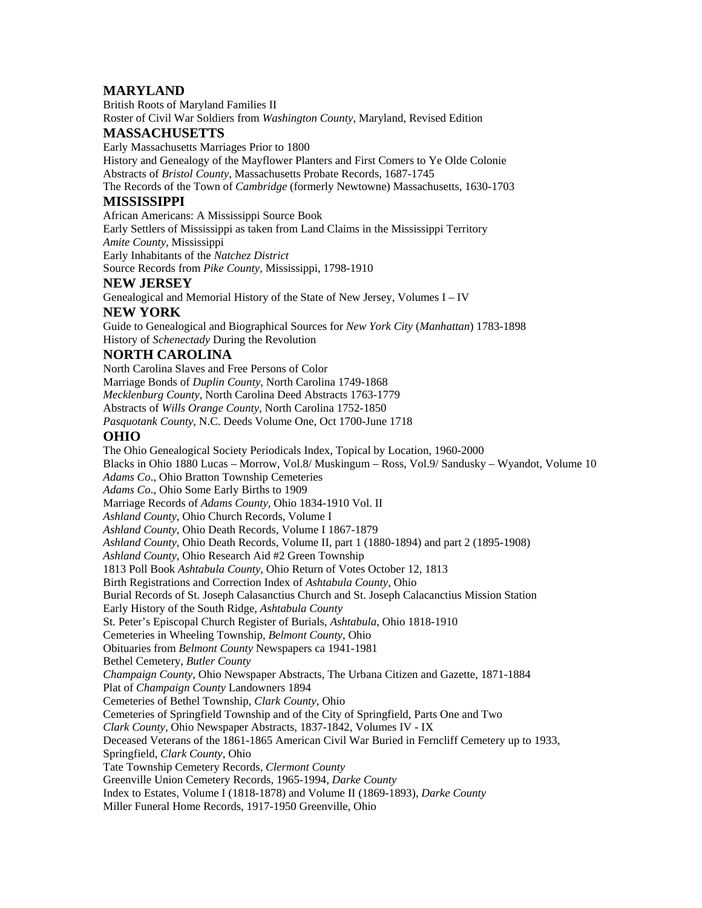## MARYLAND

British Roots of Maryland Families II
Roster of Civil War Soldiers from *Washington County*, Maryland, Revised Edition

## MASSACHUSETTS

Early Massachusetts Marriages Prior to 1800
History and Genealogy of the Mayflower Planters and First Comers to Ye Olde Colonie
Abstracts of *Bristol County*, Massachusetts Probate Records, 1687-1745
The Records of the Town of *Cambridge* (formerly Newtowne) Massachusetts, 1630-1703

## MISSISSIPPI

African Americans: A Mississippi Source Book
Early Settlers of Mississippi as taken from Land Claims in the Mississippi Territory
*Amite County*, Mississippi
Early Inhabitants of the *Natchez District*
Source Records from *Pike County*, Mississippi, 1798-1910

## NEW JERSEY

Genealogical and Memorial History of the State of New Jersey, Volumes I – IV

## NEW YORK

Guide to Genealogical and Biographical Sources for *New York City* (*Manhattan*) 1783-1898
History of *Schenectady* During the Revolution

## NORTH CAROLINA

North Carolina Slaves and Free Persons of Color
Marriage Bonds of *Duplin County*, North Carolina 1749-1868
*Mecklenburg County*, North Carolina Deed Abstracts 1763-1779
Abstracts of *Wills Orange County*, North Carolina 1752-1850
*Pasquotank County*, N.C. Deeds Volume One, Oct 1700-June 1718

## OHIO

The Ohio Genealogical Society Periodicals Index, Topical by Location, 1960-2000
Blacks in Ohio 1880 Lucas – Morrow, Vol.8/ Muskingum – Ross, Vol.9/ Sandusky – Wyandot, Volume 10
*Adams Co*., Ohio Bratton Township Cemeteries
*Adams Co*., Ohio Some Early Births to 1909
Marriage Records of *Adams County*, Ohio 1834-1910 Vol. II
*Ashland County*, Ohio Church Records, Volume I
*Ashland County*, Ohio Death Records, Volume I 1867-1879
*Ashland County*, Ohio Death Records, Volume II, part 1 (1880-1894) and part 2 (1895-1908)
*Ashland County*, Ohio Research Aid #2 Green Township
1813 Poll Book *Ashtabula County*, Ohio Return of Votes October 12, 1813
Birth Registrations and Correction Index of *Ashtabula County*, Ohio
Burial Records of St. Joseph Calasanctius Church and St. Joseph Calacanctius Mission Station
Early History of the South Ridge, *Ashtabula County*
St. Peter's Episcopal Church Register of Burials, *Ashtabula*, Ohio 1818-1910
Cemeteries in Wheeling Township, *Belmont County*, Ohio
Obituaries from *Belmont County* Newspapers ca 1941-1981
Bethel Cemetery, *Butler County*
*Champaign County*, Ohio Newspaper Abstracts, The Urbana Citizen and Gazette, 1871-1884
Plat of *Champaign County* Landowners 1894
Cemeteries of Bethel Township, *Clark County*, Ohio
Cemeteries of Springfield Township and of the City of Springfield, Parts One and Two
*Clark County*, Ohio Newspaper Abstracts, 1837-1842, Volumes IV - IX
Deceased Veterans of the 1861-1865 American Civil War Buried in Ferncliff Cemetery up to 1933, Springfield, *Clark County*, Ohio
Tate Township Cemetery Records, *Clermont County*
Greenville Union Cemetery Records, 1965-1994, *Darke County*
Index to Estates, Volume I (1818-1878) and Volume II (1869-1893), *Darke County*
Miller Funeral Home Records, 1917-1950 Greenville, Ohio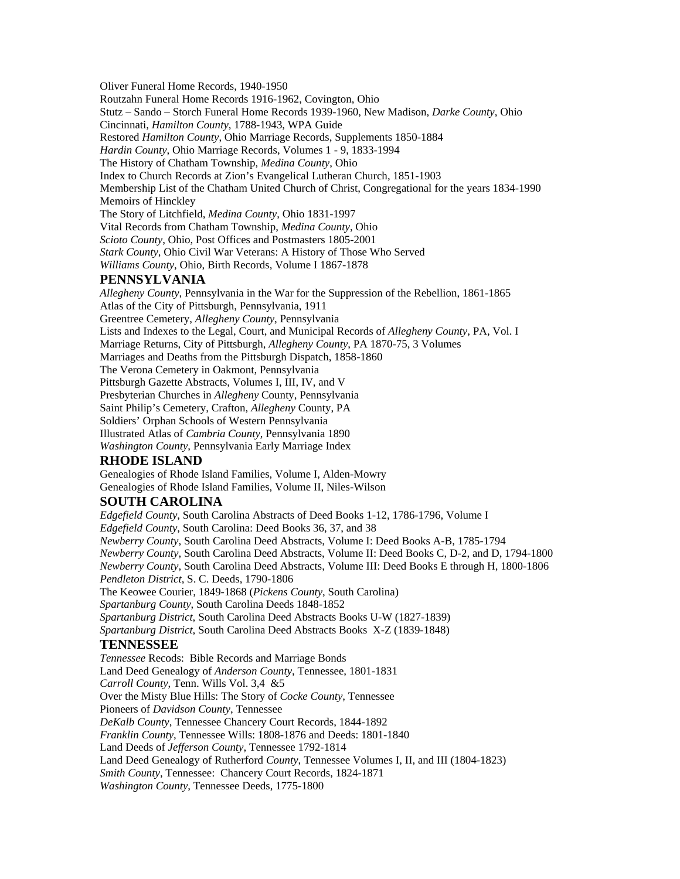Oliver Funeral Home Records, 1940-1950

Routzahn Funeral Home Records 1916-1962, Covington, Ohio

Stutz – Sando – Storch Funeral Home Records 1939-1960, New Madison, *Darke County*, Ohio

Cincinnati, *Hamilton County*, 1788-1943, WPA Guide

Restored *Hamilton County*, Ohio Marriage Records, Supplements 1850-1884

*Hardin County*, Ohio Marriage Records, Volumes 1 - 9, 1833-1994

The History of Chatham Township, *Medina County*, Ohio

Index to Church Records at Zion's Evangelical Lutheran Church, 1851-1903

Membership List of the Chatham United Church of Christ, Congregational for the years 1834-1990

Memoirs of Hinckley

The Story of Litchfield, *Medina County*, Ohio 1831-1997

Vital Records from Chatham Township, *Medina County*, Ohio

*Scioto County*, Ohio, Post Offices and Postmasters 1805-2001

*Stark County*, Ohio Civil War Veterans: A History of Those Who Served

*Williams County*, Ohio, Birth Records, Volume I 1867-1878

## PENNSYLVANIA

*Allegheny County*, Pennsylvania in the War for the Suppression of the Rebellion, 1861-1865

Atlas of the City of Pittsburgh, Pennsylvania, 1911

Greentree Cemetery, *Allegheny County*, Pennsylvania

Lists and Indexes to the Legal, Court, and Municipal Records of *Allegheny County*, PA, Vol. I

Marriage Returns, City of Pittsburgh, *Allegheny County*, PA 1870-75, 3 Volumes

Marriages and Deaths from the Pittsburgh Dispatch, 1858-1860

The Verona Cemetery in Oakmont, Pennsylvania

Pittsburgh Gazette Abstracts, Volumes I, III, IV, and V

Presbyterian Churches in *Allegheny* County, Pennsylvania

Saint Philip's Cemetery, Crafton, *Allegheny* County, PA

Soldiers' Orphan Schools of Western Pennsylvania

Illustrated Atlas of *Cambria County*, Pennsylvania 1890

*Washington County*, Pennsylvania Early Marriage Index

## RHODE ISLAND

Genealogies of Rhode Island Families, Volume I, Alden-Mowry

Genealogies of Rhode Island Families, Volume II, Niles-Wilson

## SOUTH CAROLINA

*Edgefield County*, South Carolina Abstracts of Deed Books 1-12, 1786-1796, Volume I

*Edgefield County*, South Carolina: Deed Books 36, 37, and 38

*Newberry County*, South Carolina Deed Abstracts, Volume I: Deed Books A-B, 1785-1794

*Newberry County*, South Carolina Deed Abstracts, Volume II: Deed Books C, D-2, and D, 1794-1800

*Newberry County*, South Carolina Deed Abstracts, Volume III: Deed Books E through H, 1800-1806

*Pendleton District*, S. C. Deeds, 1790-1806

The Keowee Courier, 1849-1868 (*Pickens County*, South Carolina)

*Spartanburg County*, South Carolina Deeds 1848-1852

*Spartanburg District*, South Carolina Deed Abstracts Books U-W (1827-1839)

*Spartanburg District*, South Carolina Deed Abstracts Books X-Z (1839-1848)

## TENNESSEE

*Tennessee* Recods: Bible Records and Marriage Bonds

Land Deed Genealogy of *Anderson County*, Tennessee, 1801-1831

*Carroll County*, Tenn. Wills Vol. 3,4 &5

Over the Misty Blue Hills: The Story of *Cocke County*, Tennessee

Pioneers of *Davidson County*, Tennessee

*DeKalb County*, Tennessee Chancery Court Records, 1844-1892

*Franklin County*, Tennessee Wills: 1808-1876 and Deeds: 1801-1840

Land Deeds of *Jefferson County*, Tennessee 1792-1814

Land Deed Genealogy of Rutherford *County*, Tennessee Volumes I, II, and III (1804-1823)

*Smith County*, Tennessee: Chancery Court Records, 1824-1871

*Washington County*, Tennessee Deeds, 1775-1800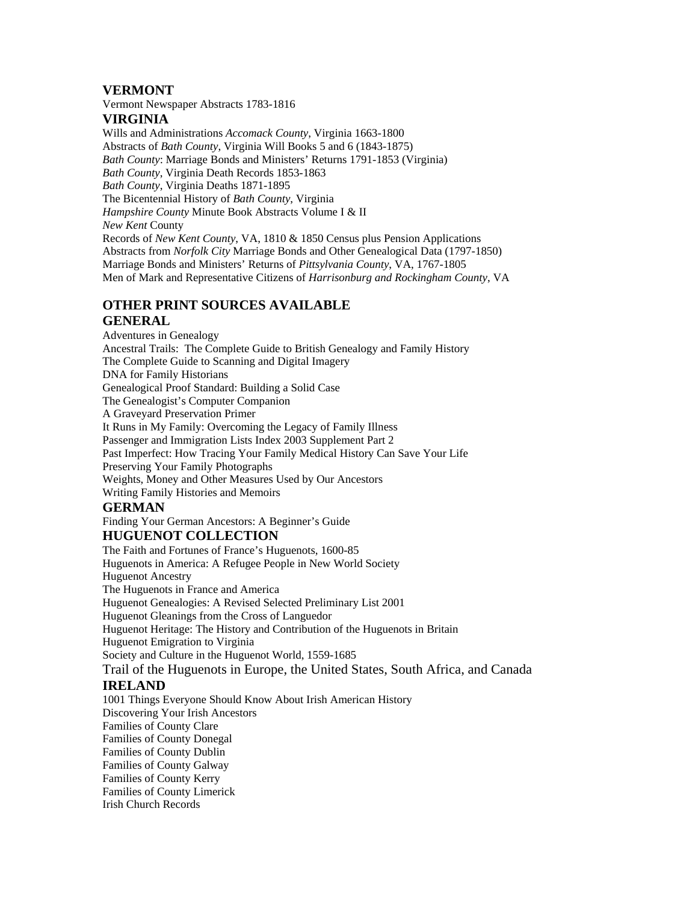## VERMONT

Vermont Newspaper Abstracts 1783-1816

## VIRGINIA

Wills and Administrations *Accomack County*, Virginia 1663-1800
Abstracts of *Bath County*, Virginia Will Books 5 and 6 (1843-1875)
*Bath County*: Marriage Bonds and Ministers' Returns 1791-1853 (Virginia)
*Bath County*, Virginia Death Records 1853-1863
*Bath County*, Virginia Deaths 1871-1895
The Bicentennial History of *Bath County*, Virginia
*Hampshire County* Minute Book Abstracts Volume I & II
*New Kent* County
Records of *New Kent County*, VA, 1810 & 1850 Census plus Pension Applications
Abstracts from *Norfolk City* Marriage Bonds and Other Genealogical Data (1797-1850)
Marriage Bonds and Ministers' Returns of *Pittsylvania County*, VA, 1767-1805
Men of Mark and Representative Citizens of *Harrisonburg and Rockingham County*, VA

# OTHER PRINT SOURCES AVAILABLE

## GENERAL

Adventures in Genealogy
Ancestral Trails: The Complete Guide to British Genealogy and Family History
The Complete Guide to Scanning and Digital Imagery
DNA for Family Historians
Genealogical Proof Standard: Building a Solid Case
The Genealogist's Computer Companion
A Graveyard Preservation Primer
It Runs in My Family: Overcoming the Legacy of Family Illness
Passenger and Immigration Lists Index 2003 Supplement Part 2
Past Imperfect: How Tracing Your Family Medical History Can Save Your Life
Preserving Your Family Photographs
Weights, Money and Other Measures Used by Our Ancestors
Writing Family Histories and Memoirs

## GERMAN

Finding Your German Ancestors: A Beginner's Guide

## HUGUENOT COLLECTION

The Faith and Fortunes of France's Huguenots, 1600-85
Huguenots in America: A Refugee People in New World Society
Huguenot Ancestry
The Huguenots in France and America
Huguenot Genealogies: A Revised Selected Preliminary List 2001
Huguenot Gleanings from the Cross of Languedor
Huguenot Heritage: The History and Contribution of the Huguenots in Britain
Huguenot Emigration to Virginia
Society and Culture in the Huguenot World, 1559-1685
Trail of the Huguenots in Europe, the United States, South Africa, and Canada

## IRELAND

1001 Things Everyone Should Know About Irish American History
Discovering Your Irish Ancestors
Families of County Clare
Families of County Donegal
Families of County Dublin
Families of County Galway
Families of County Kerry
Families of County Limerick
Irish Church Records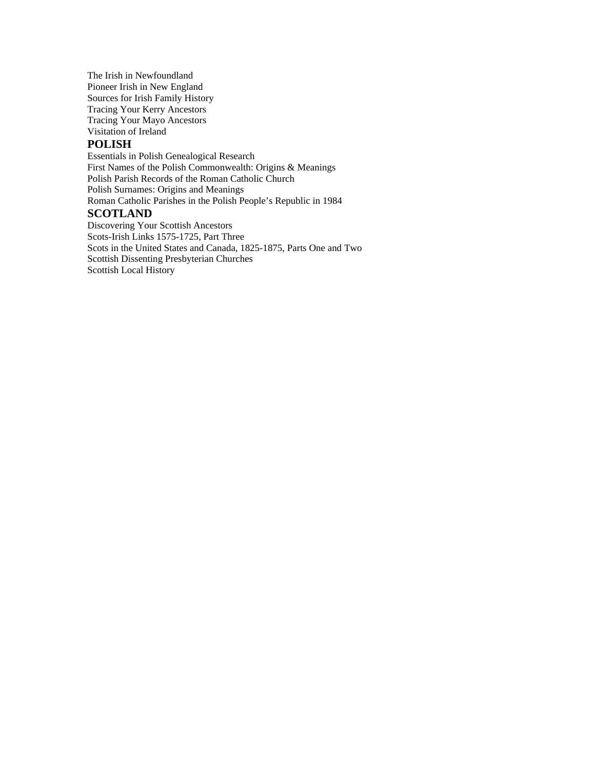The Irish in Newfoundland
Pioneer Irish in New England
Sources for Irish Family History
Tracing Your Kerry Ancestors
Tracing Your Mayo Ancestors
Visitation of Ireland

## POLISH

Essentials in Polish Genealogical Research
First Names of the Polish Commonwealth: Origins & Meanings
Polish Parish Records of the Roman Catholic Church
Polish Surnames: Origins and Meanings
Roman Catholic Parishes in the Polish People's Republic in 1984

## SCOTLAND

Discovering Your Scottish Ancestors
Scots-Irish Links 1575-1725, Part Three
Scots in the United States and Canada, 1825-1875, Parts One and Two
Scottish Dissenting Presbyterian Churches
Scottish Local History